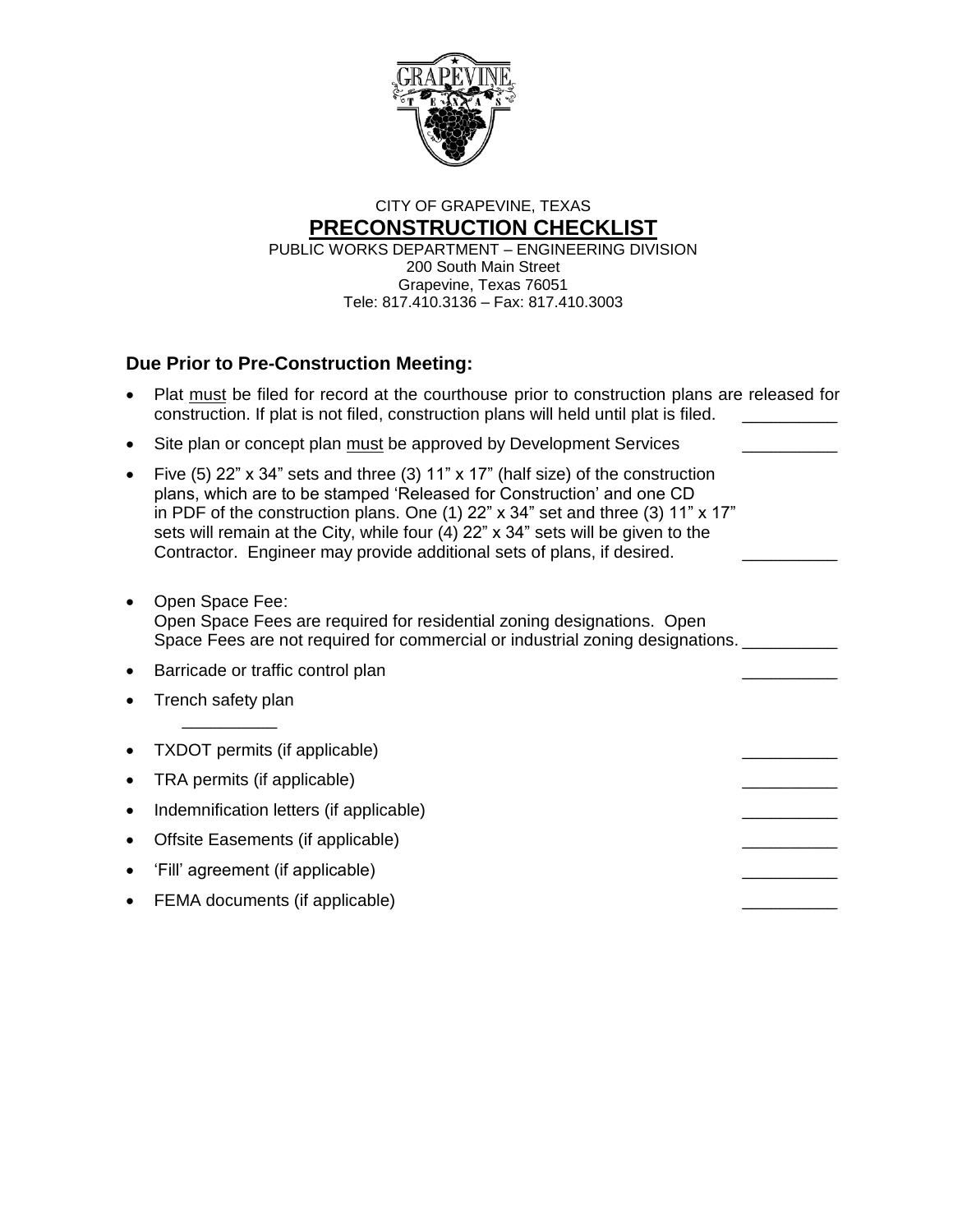CITY OF GRAPEVINE, TEXAS

# PRECONSTRUCTION CHECKLIST

PUBLIC WORKS DEPARTMENT – ENGINEERING DIVISION
200 South Main Street
Grapevine, Texas 76051
Tele: 817.410.3136 – Fax: 817.410.3003

## Due Prior to Pre-Construction Meeting:

- Plat must be filed for record at the courthouse prior to construction plans are released for construction. If plat is not filed, construction plans will held until plat is filed. __________
- Site plan or concept plan must be approved by Development Services __________
- Five (5) 22" x 34" sets and three (3) 11" x 17" (half size) of the construction plans, which are to be stamped 'Released for Construction' and one CD in PDF of the construction plans. One (1) 22" x 34" set and three (3) 11" x 17" sets will remain at the City, while four (4) 22" x 34" sets will be given to the Contractor. Engineer may provide additional sets of plans, if desired. __________
- Open Space Fee:
  Open Space Fees are required for residential zoning designations. Open Space Fees are not required for commercial or industrial zoning designations. __________
- Barricade or traffic control plan __________
- Trench safety plan __________
- TXDOT permits (if applicable) __________
- TRA permits (if applicable) __________
- Indemnification letters (if applicable) __________
- Offsite Easements (if applicable) __________
- 'Fill' agreement (if applicable) __________
- FEMA documents (if applicable) __________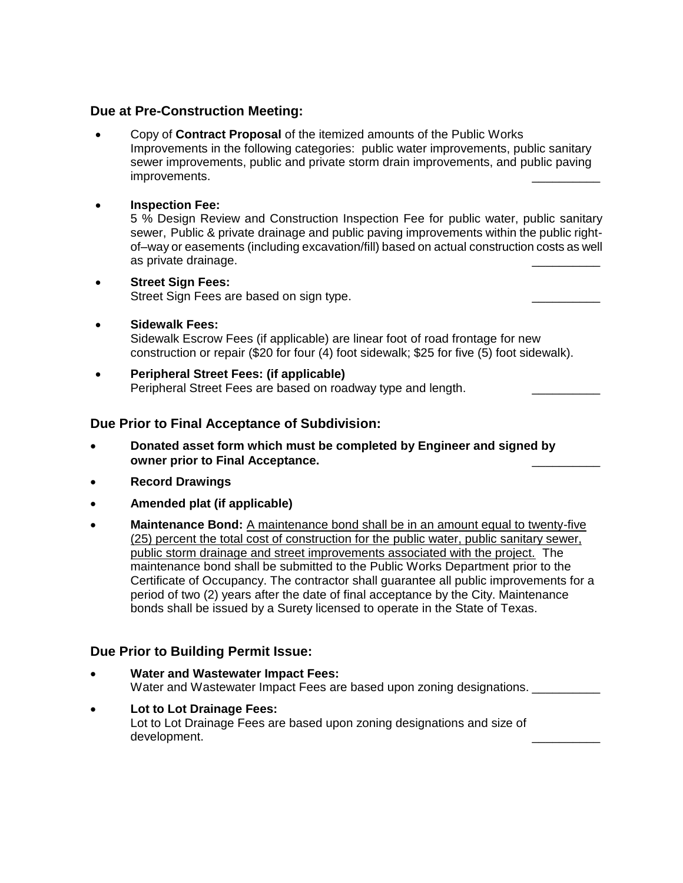## Due at Pre-Construction Meeting:

- Copy of **Contract Proposal** of the itemized amounts of the Public Works Improvements in the following categories: public water improvements, public sanitary sewer improvements, public and private storm drain improvements, and public paving improvements. __________

- **Inspection Fee:**
  5 % Design Review and Construction Inspection Fee for public water, public sanitary sewer, Public & private drainage and public paving improvements within the public right-of–way or easements (including excavation/fill) based on actual construction costs as well as private drainage. __________

- **Street Sign Fees:**
  Street Sign Fees are based on sign type. __________

- **Sidewalk Fees:**
  Sidewalk Escrow Fees (if applicable) are linear foot of road frontage for new construction or repair ($20 for four (4) foot sidewalk; $25 for five (5) foot sidewalk).

- **Peripheral Street Fees: (if applicable)**
  Peripheral Street Fees are based on roadway type and length. __________

## Due Prior to Final Acceptance of Subdivision:

- **Donated asset form which must be completed by Engineer and signed by owner prior to Final Acceptance.** __________

- **Record Drawings**

- **Amended plat (if applicable)**

- **Maintenance Bond:** A maintenance bond shall be in an amount equal to twenty-five (25) percent the total cost of construction for the public water, public sanitary sewer, public storm drainage and street improvements associated with the project. The maintenance bond shall be submitted to the Public Works Department prior to the Certificate of Occupancy. The contractor shall guarantee all public improvements for a period of two (2) years after the date of final acceptance by the City. Maintenance bonds shall be issued by a Surety licensed to operate in the State of Texas.

## Due Prior to Building Permit Issue:

- **Water and Wastewater Impact Fees:**
  Water and Wastewater Impact Fees are based upon zoning designations. __________

- **Lot to Lot Drainage Fees:**
  Lot to Lot Drainage Fees are based upon zoning designations and size of development. __________